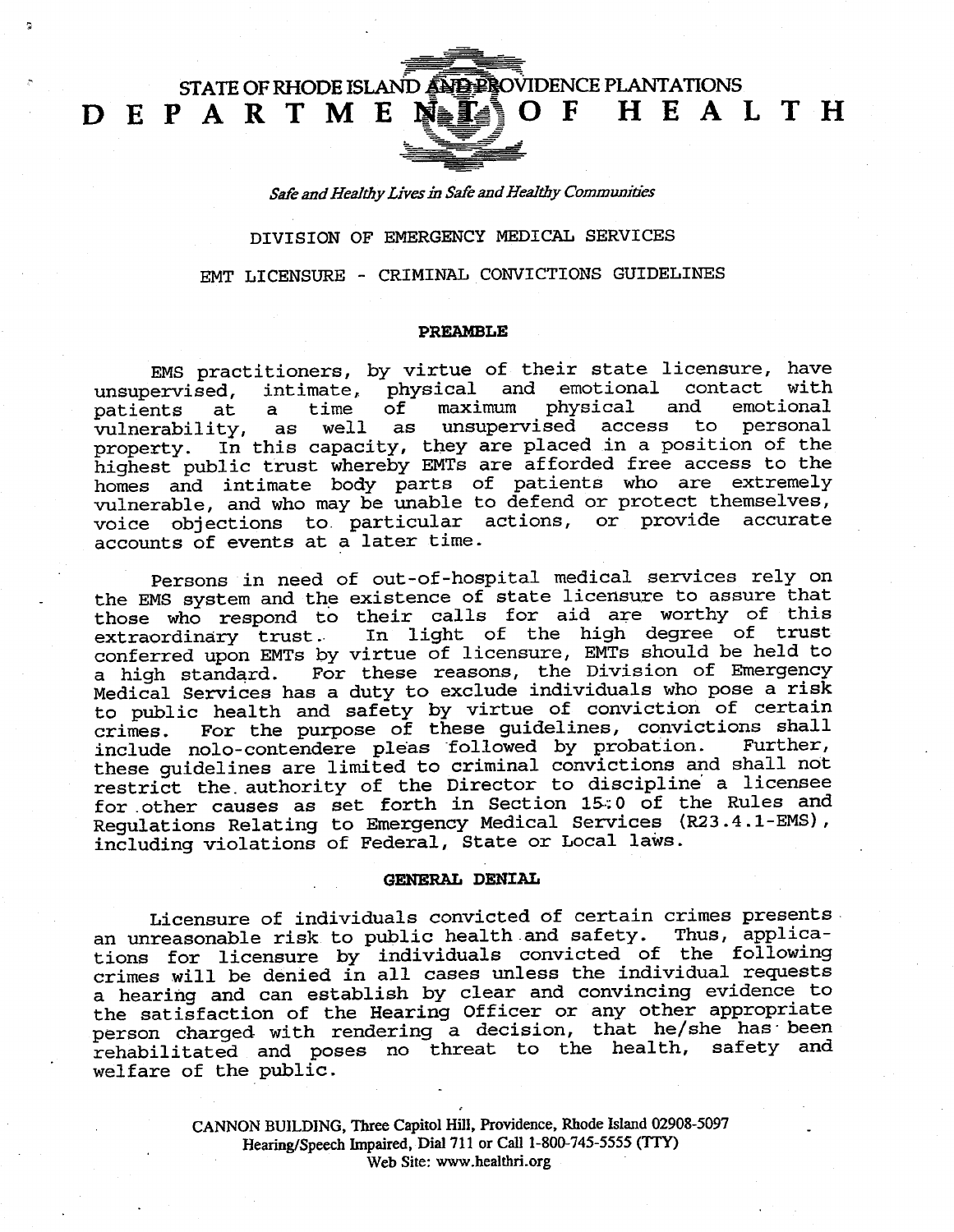STATE OF RHODE ISLAND AND PROVIDENCE PLANTATIONS

# DEPARTMENT OF HEALTH

*Safe and Healthy Lives in Safe and Healthy Communities*

DIVISION OF EMERGENCY MEDICAL SERVICES

EMT LICENSURE - CRIMINAL CONVICTIONS GUIDELINES

## PREAMBLE

EMS practitioners, by virtue of their state licensure, have unsupervised, intimate, physical and emotional contact with patients at a time of maximum physical and emotional vulnerability, as well as unsupervised access to personal property. In this capacity, they are placed in a position of the highest public trust whereby EMTs are afforded free access to the homes and intimate body parts of patients who are extremely vulnerable, and who may be unable to defend or protect themselves, voice objections to particular actions, or provide accurate accounts of events at a later time.

Persons in need of out-of-hospital medical services rely on the EMS system and the existence of state licensure to assure that those who respond to their calls for aid are worthy of this extraordinary trust. In light of the high degree of trust conferred upon EMTs by virtue of licensure, EMTs should be held to a high standard. For these reasons, the Division of Emergency Medical Services has a duty to exclude individuals who pose a risk to public health and safety by virtue of conviction of certain crimes. For the purpose of these guidelines, convictions shall include nolo-contendere pleas followed by probation. Further, these guidelines are limited to criminal convictions and shall not restrict the authority of the Director to discipline a licensee for other causes as set forth in Section 15.0 of the Rules and Regulations Relating to Emergency Medical Services (R23.4.1-EMS), including violations of Federal, State or Local laws.

## GENERAL DENIAL

Licensure of individuals convicted of certain crimes presents an unreasonable risk to public health and safety. Thus, applications for licensure by individuals convicted of the following crimes will be denied in all cases unless the individual requests a hearing and can establish by clear and convincing evidence to the satisfaction of the Hearing Officer or any other appropriate person charged with rendering a decision, that he/she has been rehabilitated and poses no threat to the health, safety and welfare of the public.

CANNON BUILDING, Three Capitol Hill, Providence, Rhode Island 02908-5097
Hearing/Speech Impaired, Dial 711 or Call 1-800-745-5555 (TTY)
Web Site: www.healthri.org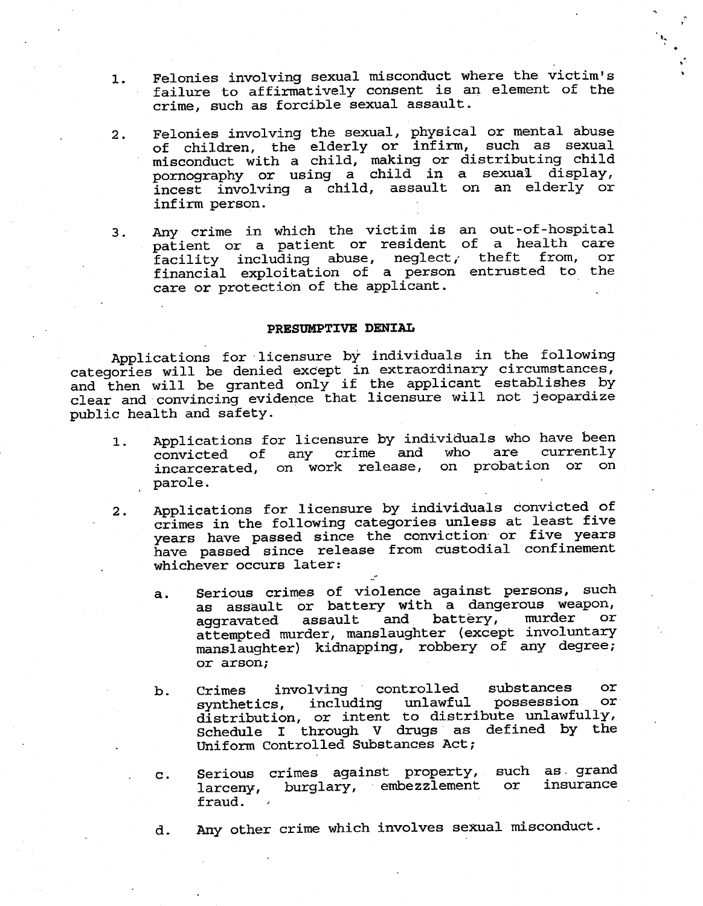1. Felonies involving sexual misconduct where the victim's failure to affirmatively consent is an element of the crime, such as forcible sexual assault.

2. Felonies involving the sexual, physical or mental abuse of children, the elderly or infirm, such as sexual misconduct with a child, making or distributing child pornography or using a child in a sexual display, incest involving a child, assault on an elderly or infirm person.

3. Any crime in which the victim is an out-of-hospital patient or a patient or resident of a health care facility including abuse, neglect, theft from, or financial exploitation of a person entrusted to the care or protection of the applicant.

**PRESUMPTIVE DENIAL**

Applications for licensure by individuals in the following categories will be denied except in extraordinary circumstances, and then will be granted only if the applicant establishes by clear and convincing evidence that licensure will not jeopardize public health and safety.

1. Applications for licensure by individuals who have been convicted of any crime and who are currently incarcerated, on work release, on probation or on parole.

2. Applications for licensure by individuals convicted of crimes in the following categories unless at least five years have passed since the conviction or five years have passed since release from custodial confinement whichever occurs later:

   a. Serious crimes of violence against persons, such as assault or battery with a dangerous weapon, aggravated assault and battery, murder or attempted murder, manslaughter (except involuntary manslaughter) kidnapping, robbery of any degree; or arson;

   b. Crimes involving controlled substances or synthetics, including unlawful possession or distribution, or intent to distribute unlawfully, Schedule I through V drugs as defined by the Uniform Controlled Substances Act;

   c. Serious crimes against property, such as grand larceny, burglary, embezzlement or insurance fraud.

   d. Any other crime which involves sexual misconduct.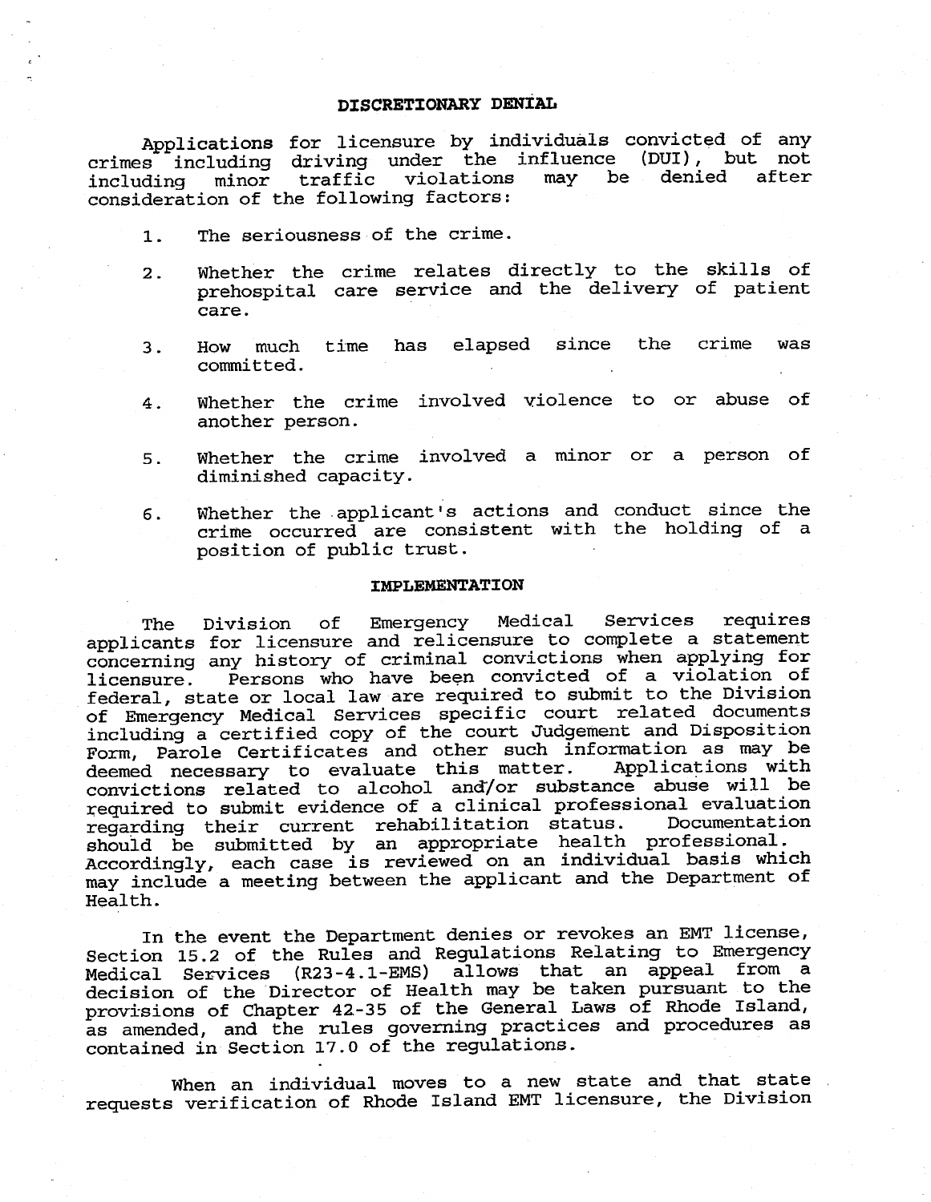## DISCRETIONARY DENIAL

Applications for licensure by individuals convicted of any crimes including driving under the influence (DUI), but not including minor traffic violations may be denied after consideration of the following factors:

1. The seriousness of the crime.
2. Whether the crime relates directly to the skills of prehospital care service and the delivery of patient care.
3. How much time has elapsed since the crime was committed.
4. Whether the crime involved violence to or abuse of another person.
5. Whether the crime involved a minor or a person of diminished capacity.
6. Whether the applicant's actions and conduct since the crime occurred are consistent with the holding of a position of public trust.

## IMPLEMENTATION

The Division of Emergency Medical Services requires applicants for licensure and relicensure to complete a statement concerning any history of criminal convictions when applying for licensure. Persons who have been convicted of a violation of federal, state or local law are required to submit to the Division of Emergency Medical Services specific court related documents including a certified copy of the court Judgement and Disposition Form, Parole Certificates and other such information as may be deemed necessary to evaluate this matter. Applications with convictions related to alcohol and/or substance abuse will be required to submit evidence of a clinical professional evaluation regarding their current rehabilitation status. Documentation should be submitted by an appropriate health professional. Accordingly, each case is reviewed on an individual basis which may include a meeting between the applicant and the Department of Health.

In the event the Department denies or revokes an EMT license, Section 15.2 of the Rules and Regulations Relating to Emergency Medical Services (R23-4.1-EMS) allows that an appeal from a decision of the Director of Health may be taken pursuant to the provisions of Chapter 42-35 of the General Laws of Rhode Island, as amended, and the rules governing practices and procedures as contained in Section 17.0 of the regulations.

When an individual moves to a new state and that state requests verification of Rhode Island EMT licensure, the Division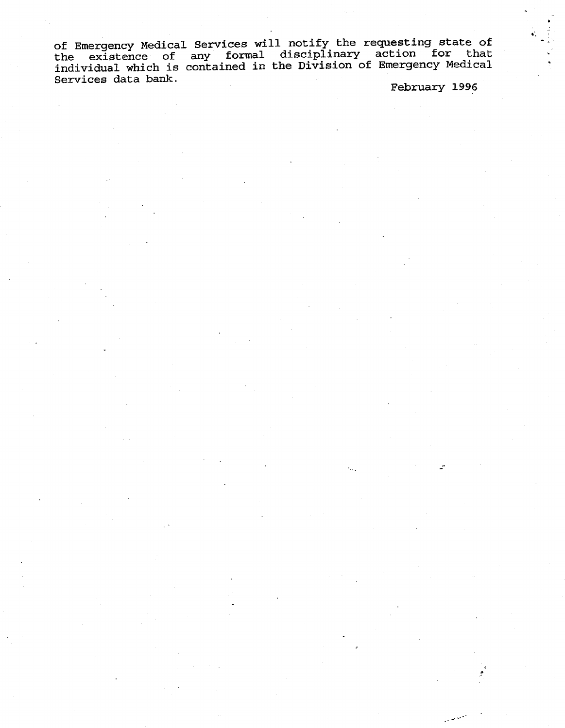of Emergency Medical Services will notify the requesting state of the existence of any formal disciplinary action for that individual which is contained in the Division of Emergency Medical Services data bank.

February 1996